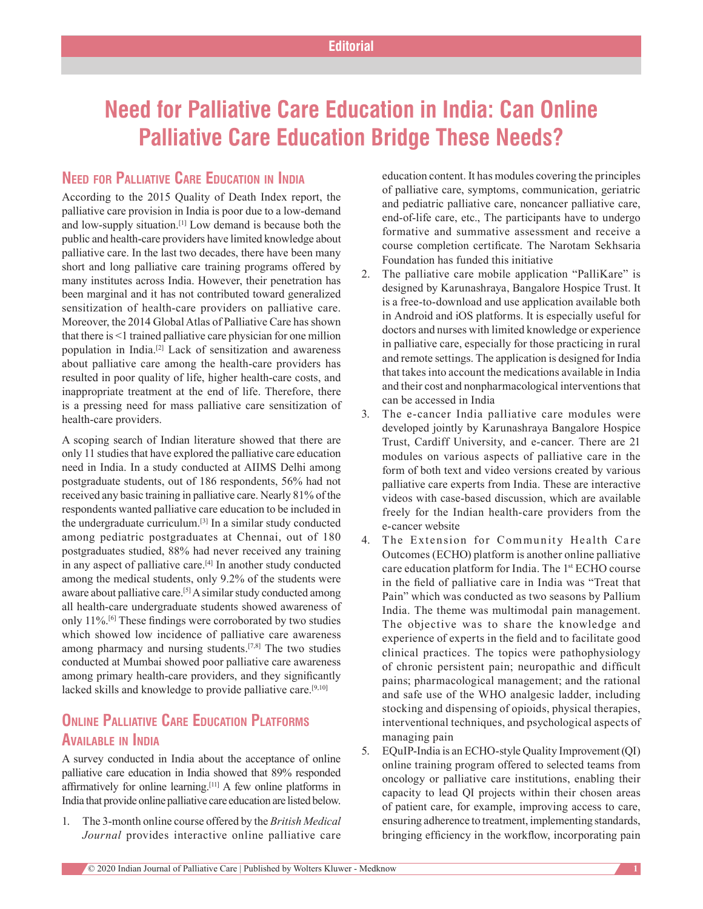Editorial

# Need for Palliative Care Education in India: Can Online Palliative Care Education Bridge These Needs?

## Need for Palliative Care Education in India

According to the 2015 Quality of Death Index report, the palliative care provision in India is poor due to a low-demand and low-supply situation.[1] Low demand is because both the public and health-care providers have limited knowledge about palliative care. In the last two decades, there have been many short and long palliative care training programs offered by many institutes across India. However, their penetration has been marginal and it has not contributed toward generalized sensitization of health-care providers on palliative care. Moreover, the 2014 Global Atlas of Palliative Care has shown that there is <1 trained palliative care physician for one million population in India.[2] Lack of sensitization and awareness about palliative care among the health-care providers has resulted in poor quality of life, higher health-care costs, and inappropriate treatment at the end of life. Therefore, there is a pressing need for mass palliative care sensitization of health-care providers.

A scoping search of Indian literature showed that there are only 11 studies that have explored the palliative care education need in India. In a study conducted at AIIMS Delhi among postgraduate students, out of 186 respondents, 56% had not received any basic training in palliative care. Nearly 81% of the respondents wanted palliative care education to be included in the undergraduate curriculum.[3] In a similar study conducted among pediatric postgraduates at Chennai, out of 180 postgraduates studied, 88% had never received any training in any aspect of palliative care.[4] In another study conducted among the medical students, only 9.2% of the students were aware about palliative care.[5] A similar study conducted among all health-care undergraduate students showed awareness of only 11%.[6] These findings were corroborated by two studies which showed low incidence of palliative care awareness among pharmacy and nursing students.[7,8] The two studies conducted at Mumbai showed poor palliative care awareness among primary health-care providers, and they significantly lacked skills and knowledge to provide palliative care.[9,10]

## Online Palliative Care Education Platforms Available in India

A survey conducted in India about the acceptance of online palliative care education in India showed that 89% responded affirmatively for online learning.[11] A few online platforms in India that provide online palliative care education are listed below.

1. The 3-month online course offered by the *British Medical Journal* provides interactive online palliative care education content. It has modules covering the principles of palliative care, symptoms, communication, geriatric and pediatric palliative care, noncancer palliative care, end-of-life care, etc., The participants have to undergo formative and summative assessment and receive a course completion certificate. The Narotam Sekhsaria Foundation has funded this initiative
2. The palliative care mobile application "PalliKare" is designed by Karunashraya, Bangalore Hospice Trust. It is a free-to-download and use application available both in Android and iOS platforms. It is especially useful for doctors and nurses with limited knowledge or experience in palliative care, especially for those practicing in rural and remote settings. The application is designed for India that takes into account the medications available in India and their cost and nonpharmacological interventions that can be accessed in India
3. The e-cancer India palliative care modules were developed jointly by Karunashraya Bangalore Hospice Trust, Cardiff University, and e-cancer. There are 21 modules on various aspects of palliative care in the form of both text and video versions created by various palliative care experts from India. These are interactive videos with case-based discussion, which are available freely for the Indian health-care providers from the e-cancer website
4. The Extension for Community Health Care Outcomes (ECHO) platform is another online palliative care education platform for India. The 1st ECHO course in the field of palliative care in India was "Treat that Pain" which was conducted as two seasons by Pallium India. The theme was multimodal pain management. The objective was to share the knowledge and experience of experts in the field and to facilitate good clinical practices. The topics were pathophysiology of chronic persistent pain; neuropathic and difficult pains; pharmacological management; and the rational and safe use of the WHO analgesic ladder, including stocking and dispensing of opioids, physical therapies, interventional techniques, and psychological aspects of managing pain
5. EQuIP-India is an ECHO-style Quality Improvement (QI) online training program offered to selected teams from oncology or palliative care institutions, enabling their capacity to lead QI projects within their chosen areas of patient care, for example, improving access to care, ensuring adherence to treatment, implementing standards, bringing efficiency in the workflow, incorporating pain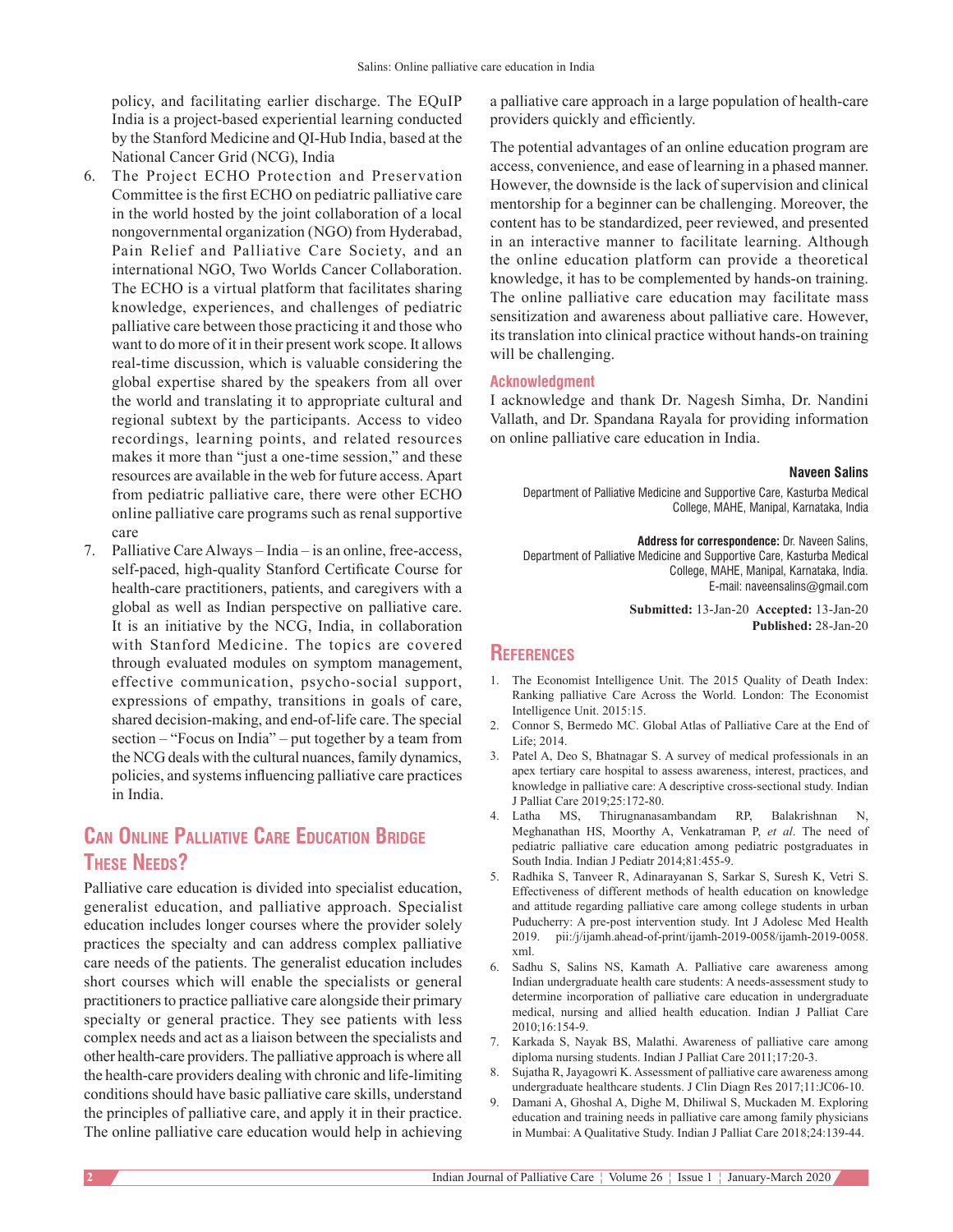policy, and facilitating earlier discharge. The EQuIP India is a project-based experiential learning conducted by the Stanford Medicine and QI-Hub India, based at the National Cancer Grid (NCG), India

6. The Project ECHO Protection and Preservation Committee is the first ECHO on pediatric palliative care in the world hosted by the joint collaboration of a local nongovernmental organization (NGO) from Hyderabad, Pain Relief and Palliative Care Society, and an international NGO, Two Worlds Cancer Collaboration. The ECHO is a virtual platform that facilitates sharing knowledge, experiences, and challenges of pediatric palliative care between those practicing it and those who want to do more of it in their present work scope. It allows real-time discussion, which is valuable considering the global expertise shared by the speakers from all over the world and translating it to appropriate cultural and regional subtext by the participants. Access to video recordings, learning points, and related resources makes it more than "just a one-time session," and these resources are available in the web for future access. Apart from pediatric palliative care, there were other ECHO online palliative care programs such as renal supportive care
7. Palliative Care Always – India – is an online, free-access, self-paced, high-quality Stanford Certificate Course for health-care practitioners, patients, and caregivers with a global as well as Indian perspective on palliative care. It is an initiative by the NCG, India, in collaboration with Stanford Medicine. The topics are covered through evaluated modules on symptom management, effective communication, psycho-social support, expressions of empathy, transitions in goals of care, shared decision-making, and end-of-life care. The special section – "Focus on India" – put together by a team from the NCG deals with the cultural nuances, family dynamics, policies, and systems influencing palliative care practices in India.

## Can Online Palliative Care Education Bridge These Needs?

Palliative care education is divided into specialist education, generalist education, and palliative approach. Specialist education includes longer courses where the provider solely practices the specialty and can address complex palliative care needs of the patients. The generalist education includes short courses which will enable the specialists or general practitioners to practice palliative care alongside their primary specialty or general practice. They see patients with less complex needs and act as a liaison between the specialists and other health-care providers. The palliative approach is where all the health-care providers dealing with chronic and life-limiting conditions should have basic palliative care skills, understand the principles of palliative care, and apply it in their practice. The online palliative care education would help in achieving a palliative care approach in a large population of health-care providers quickly and efficiently.

The potential advantages of an online education program are access, convenience, and ease of learning in a phased manner. However, the downside is the lack of supervision and clinical mentorship for a beginner can be challenging. Moreover, the content has to be standardized, peer reviewed, and presented in an interactive manner to facilitate learning. Although the online education platform can provide a theoretical knowledge, it has to be complemented by hands-on training. The online palliative care education may facilitate mass sensitization and awareness about palliative care. However, its translation into clinical practice without hands-on training will be challenging.

### Acknowledgment

I acknowledge and thank Dr. Nagesh Simha, Dr. Nandini Vallath, and Dr. Spandana Rayala for providing information on online palliative care education in India.

**Naveen Salins**

Department of Palliative Medicine and Supportive Care, Kasturba Medical College, MAHE, Manipal, Karnataka, India

**Address for correspondence:** Dr. Naveen Salins, Department of Palliative Medicine and Supportive Care, Kasturba Medical College, MAHE, Manipal, Karnataka, India.
E-mail: naveensalins@gmail.com

**Submitted:** 13-Jan-20 **Accepted:** 13-Jan-20 **Published:** 28-Jan-20

## References

1. The Economist Intelligence Unit. The 2015 Quality of Death Index: Ranking palliative Care Across the World. London: The Economist Intelligence Unit. 2015:15.
2. Connor S, Bermedo MC. Global Atlas of Palliative Care at the End of Life; 2014.
3. Patel A, Deo S, Bhatnagar S. A survey of medical professionals in an apex tertiary care hospital to assess awareness, interest, practices, and knowledge in palliative care: A descriptive cross-sectional study. Indian J Palliat Care 2019;25:172-80.
4. Latha MS, Thirugnanasambandam RP, Balakrishnan N, Meghanathan HS, Moorthy A, Venkatraman P, *et al*. The need of pediatric palliative care education among pediatric postgraduates in South India. Indian J Pediatr 2014;81:455-9.
5. Radhika S, Tanveer R, Adinarayanan S, Sarkar S, Suresh K, Vetri S. Effectiveness of different methods of health education on knowledge and attitude regarding palliative care among college students in urban Puducherry: A pre-post intervention study. Int J Adolesc Med Health 2019. pii:/j/ijamh.ahead-of-print/ijamh-2019-0058/ijamh-2019-0058.xml.
6. Sadhu S, Salins NS, Kamath A. Palliative care awareness among Indian undergraduate health care students: A needs-assessment study to determine incorporation of palliative care education in undergraduate medical, nursing and allied health education. Indian J Palliat Care 2010;16:154-9.
7. Karkada S, Nayak BS, Malathi. Awareness of palliative care among diploma nursing students. Indian J Palliat Care 2011;17:20-3.
8. Sujatha R, Jayagowri K. Assessment of palliative care awareness among undergraduate healthcare students. J Clin Diagn Res 2017;11:JC06-10.
9. Damani A, Ghoshal A, Dighe M, Dhiliwal S, Muckaden M. Exploring education and training needs in palliative care among family physicians in Mumbai: A Qualitative Study. Indian J Palliat Care 2018;24:139-44.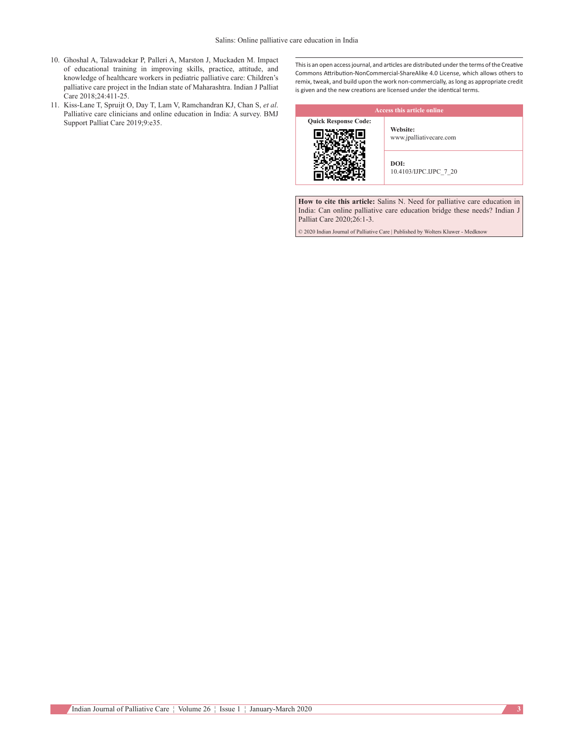10. Ghoshal A, Talawadekar P, Palleri A, Marston J, Muckaden M. Impact of educational training in improving skills, practice, attitude, and knowledge of healthcare workers in pediatric palliative care: Children's palliative care project in the Indian state of Maharashtra. Indian J Palliat Care 2018;24:411-25.
11. Kiss-Lane T, Spruijt O, Day T, Lam V, Ramchandran KJ, Chan S, *et al*. Palliative care clinicians and online education in India: A survey. BMJ Support Palliat Care 2019;9:e35.

This is an open access journal, and articles are distributed under the terms of the Creative Commons Attribution-NonCommercial-ShareAlike 4.0 License, which allows others to remix, tweak, and build upon the work non-commercially, as long as appropriate credit is given and the new creations are licensed under the identical terms.

| Access this article online | |
|---|---|
| Quick Response Code: | **Website:** www.jpalliativecare.com |
| | **DOI:** 10.4103/IJPC.IJPC_7_20 |

**How to cite this article:** Salins N. Need for palliative care education in India: Can online palliative care education bridge these needs? Indian J Palliat Care 2020;26:1-3.

© 2020 Indian Journal of Palliative Care | Published by Wolters Kluwer - Medknow